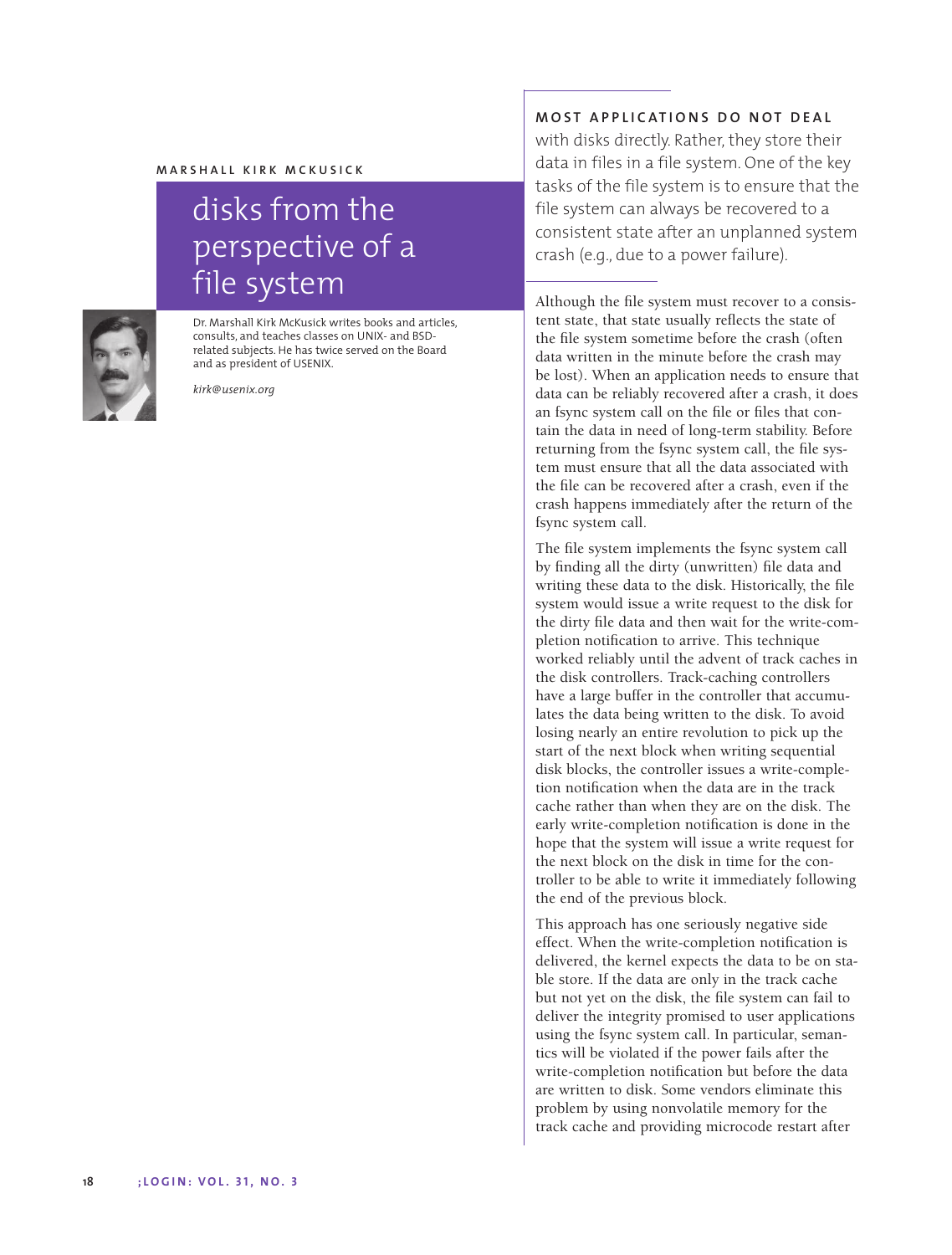MARSHALL KIRK MCKUSICK

# disks from the perspective of a file system

Dr. Marshall Kirk McKusick writes books and articles, consults, and teaches classes on UNIX- and BSD-related subjects. He has twice served on the Board and as president of USENIX.

*kirk@usenix.org*

**MOST APPLICATIONS DO NOT DEAL** with disks directly. Rather, they store their data in files in a file system. One of the key tasks of the file system is to ensure that the file system can always be recovered to a consistent state after an unplanned system crash (e.g., due to a power failure).

Although the file system must recover to a consistent state, that state usually reflects the state of the file system sometime before the crash (often data written in the minute before the crash may be lost). When an application needs to ensure that data can be reliably recovered after a crash, it does an fsync system call on the file or files that contain the data in need of long-term stability. Before returning from the fsync system call, the file system must ensure that all the data associated with the file can be recovered after a crash, even if the crash happens immediately after the return of the fsync system call.

The file system implements the fsync system call by finding all the dirty (unwritten) file data and writing these data to the disk. Historically, the file system would issue a write request to the disk for the dirty file data and then wait for the write-completion notification to arrive. This technique worked reliably until the advent of track caches in the disk controllers. Track-caching controllers have a large buffer in the controller that accumulates the data being written to the disk. To avoid losing nearly an entire revolution to pick up the start of the next block when writing sequential disk blocks, the controller issues a write-completion notification when the data are in the track cache rather than when they are on the disk. The early write-completion notification is done in the hope that the system will issue a write request for the next block on the disk in time for the controller to be able to write it immediately following the end of the previous block.

This approach has one seriously negative side effect. When the write-completion notification is delivered, the kernel expects the data to be on stable store. If the data are only in the track cache but not yet on the disk, the file system can fail to deliver the integrity promised to user applications using the fsync system call. In particular, semantics will be violated if the power fails after the write-completion notification but before the data are written to disk. Some vendors eliminate this problem by using nonvolatile memory for the track cache and providing microcode restart after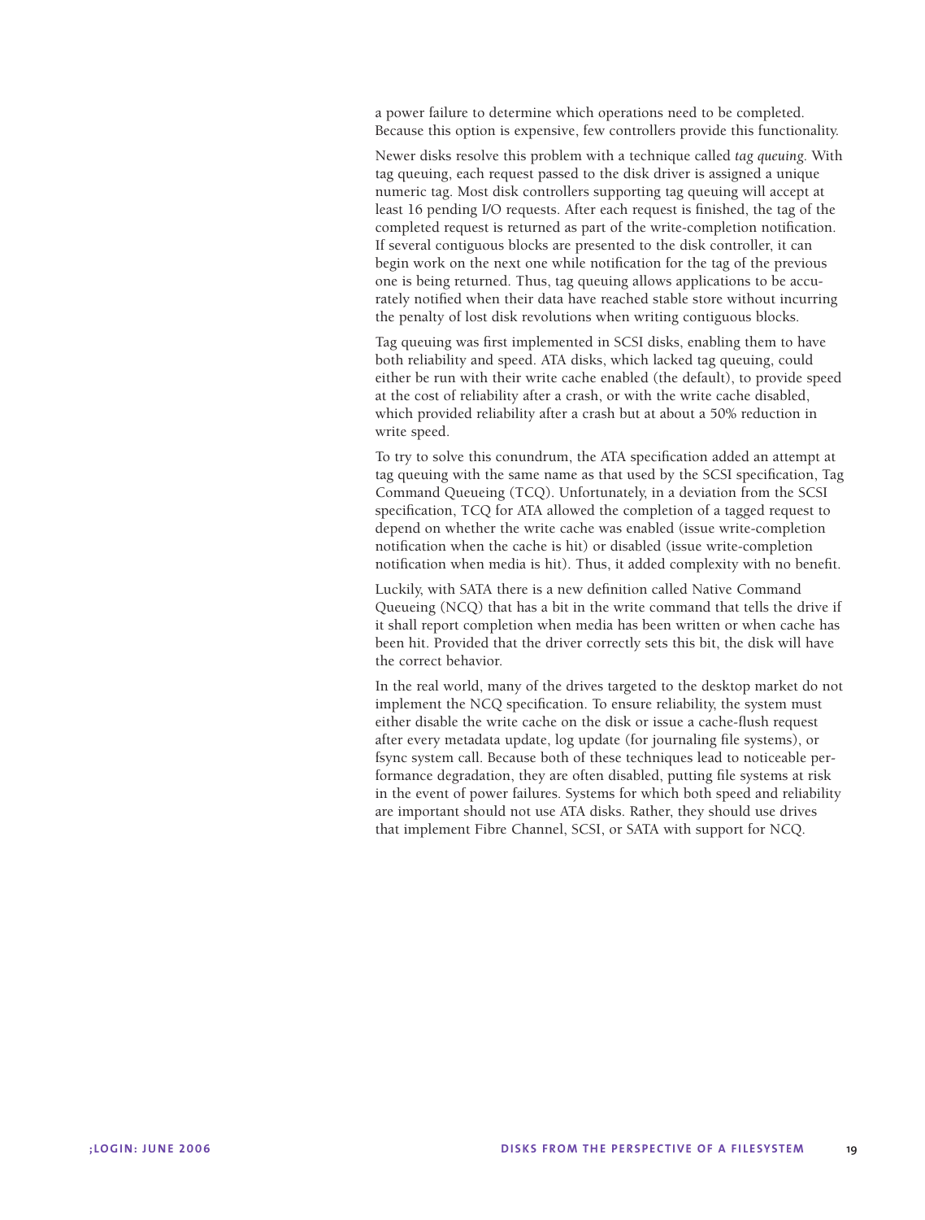a power failure to determine which operations need to be completed. Because this option is expensive, few controllers provide this functionality.

Newer disks resolve this problem with a technique called *tag queuing*. With tag queuing, each request passed to the disk driver is assigned a unique numeric tag. Most disk controllers supporting tag queuing will accept at least 16 pending I/O requests. After each request is finished, the tag of the completed request is returned as part of the write-completion notification. If several contiguous blocks are presented to the disk controller, it can begin work on the next one while notification for the tag of the previous one is being returned. Thus, tag queuing allows applications to be accurately notified when their data have reached stable store without incurring the penalty of lost disk revolutions when writing contiguous blocks.

Tag queuing was first implemented in SCSI disks, enabling them to have both reliability and speed. ATA disks, which lacked tag queuing, could either be run with their write cache enabled (the default), to provide speed at the cost of reliability after a crash, or with the write cache disabled, which provided reliability after a crash but at about a 50% reduction in write speed.

To try to solve this conundrum, the ATA specification added an attempt at tag queuing with the same name as that used by the SCSI specification, Tag Command Queueing (TCQ). Unfortunately, in a deviation from the SCSI specification, TCQ for ATA allowed the completion of a tagged request to depend on whether the write cache was enabled (issue write-completion notification when the cache is hit) or disabled (issue write-completion notification when media is hit). Thus, it added complexity with no benefit.

Luckily, with SATA there is a new definition called Native Command Queueing (NCQ) that has a bit in the write command that tells the drive if it shall report completion when media has been written or when cache has been hit. Provided that the driver correctly sets this bit, the disk will have the correct behavior.

In the real world, many of the drives targeted to the desktop market do not implement the NCQ specification. To ensure reliability, the system must either disable the write cache on the disk or issue a cache-flush request after every metadata update, log update (for journaling file systems), or fsync system call. Because both of these techniques lead to noticeable performance degradation, they are often disabled, putting file systems at risk in the event of power failures. Systems for which both speed and reliability are important should not use ATA disks. Rather, they should use drives that implement Fibre Channel, SCSI, or SATA with support for NCQ.